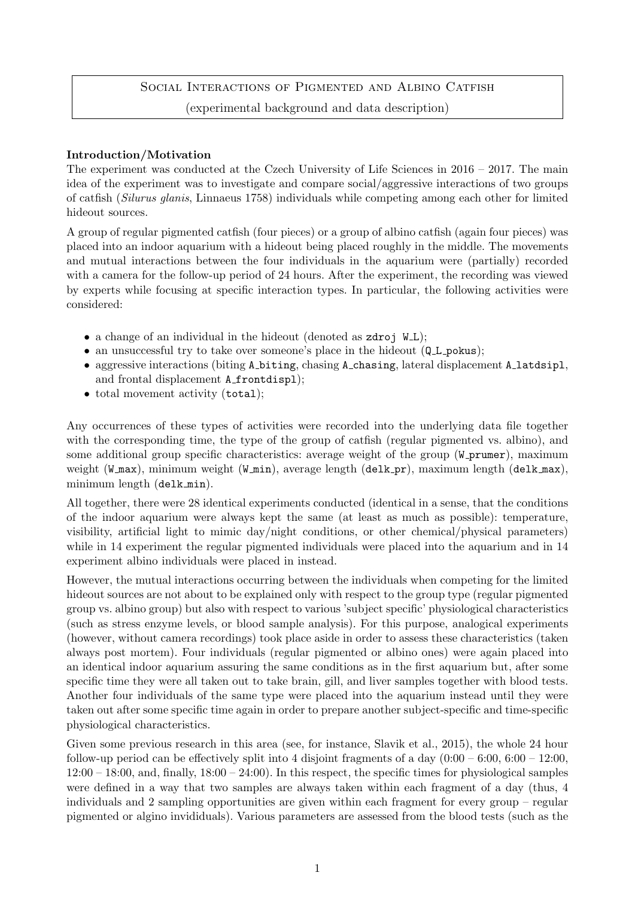# Social Interactions of Pigmented and Albino Catfish

(experimental background and data description)

**Introduction/Motivation**

The experiment was conducted at the Czech University of Life Sciences in 2016 – 2017. The main idea of the experiment was to investigate and compare social/aggressive interactions of two groups of catfish (*Silurus glanis*, Linnaeus 1758) individuals while competing among each other for limited hideout sources.

A group of regular pigmented catfish (four pieces) or a group of albino catfish (again four pieces) was placed into an indoor aquarium with a hideout being placed roughly in the middle. The movements and mutual interactions between the four individuals in the aquarium were (partially) recorded with a camera for the follow-up period of 24 hours. After the experiment, the recording was viewed by experts while focusing at specific interaction types. In particular, the following activities were considered:

- a change of an individual in the hideout (denoted as `zdroj W_L`);
- an unsuccessful try to take over someone's place in the hideout (`Q_L_pokus`);
- aggressive interactions (biting `A_biting`, chasing `A_chasing`, lateral displacement `A_latdsipl`, and frontal displacement `A_frontdispl`);
- total movement activity (`total`);

Any occurrences of these types of activities were recorded into the underlying data file together with the corresponding time, the type of the group of catfish (regular pigmented vs. albino), and some additional group specific characteristics: average weight of the group (`W_prumer`), maximum weight (`W_max`), minimum weight (`W_min`), average length (`delk_pr`), maximum length (`delk_max`), minimum length (`delk_min`).

All together, there were 28 identical experiments conducted (identical in a sense, that the conditions of the indoor aquarium were always kept the same (at least as much as possible): temperature, visibility, artificial light to mimic day/night conditions, or other chemical/physical parameters) while in 14 experiment the regular pigmented individuals were placed into the aquarium and in 14 experiment albino individuals were placed in instead.

However, the mutual interactions occurring between the individuals when competing for the limited hideout sources are not about to be explained only with respect to the group type (regular pigmented group vs. albino group) but also with respect to various 'subject specific' physiological characteristics (such as stress enzyme levels, or blood sample analysis). For this purpose, analogical experiments (however, without camera recordings) took place aside in order to assess these characteristics (taken always post mortem). Four individuals (regular pigmented or albino ones) were again placed into an identical indoor aquarium assuring the same conditions as in the first aquarium but, after some specific time they were all taken out to take brain, gill, and liver samples together with blood tests. Another four individuals of the same type were placed into the aquarium instead until they were taken out after some specific time again in order to prepare another subject-specific and time-specific physiological characteristics.

Given some previous research in this area (see, for instance, Slavik et al., 2015), the whole 24 hour follow-up period can be effectively split into 4 disjoint fragments of a day (0:00 – 6:00, 6:00 – 12:00, 12:00 – 18:00, and, finally, 18:00 – 24:00). In this respect, the specific times for physiological samples were defined in a way that two samples are always taken within each fragment of a day (thus, 4 individuals and 2 sampling opportunities are given within each fragment for every group – regular pigmented or algino invididuals). Various parameters are assessed from the blood tests (such as the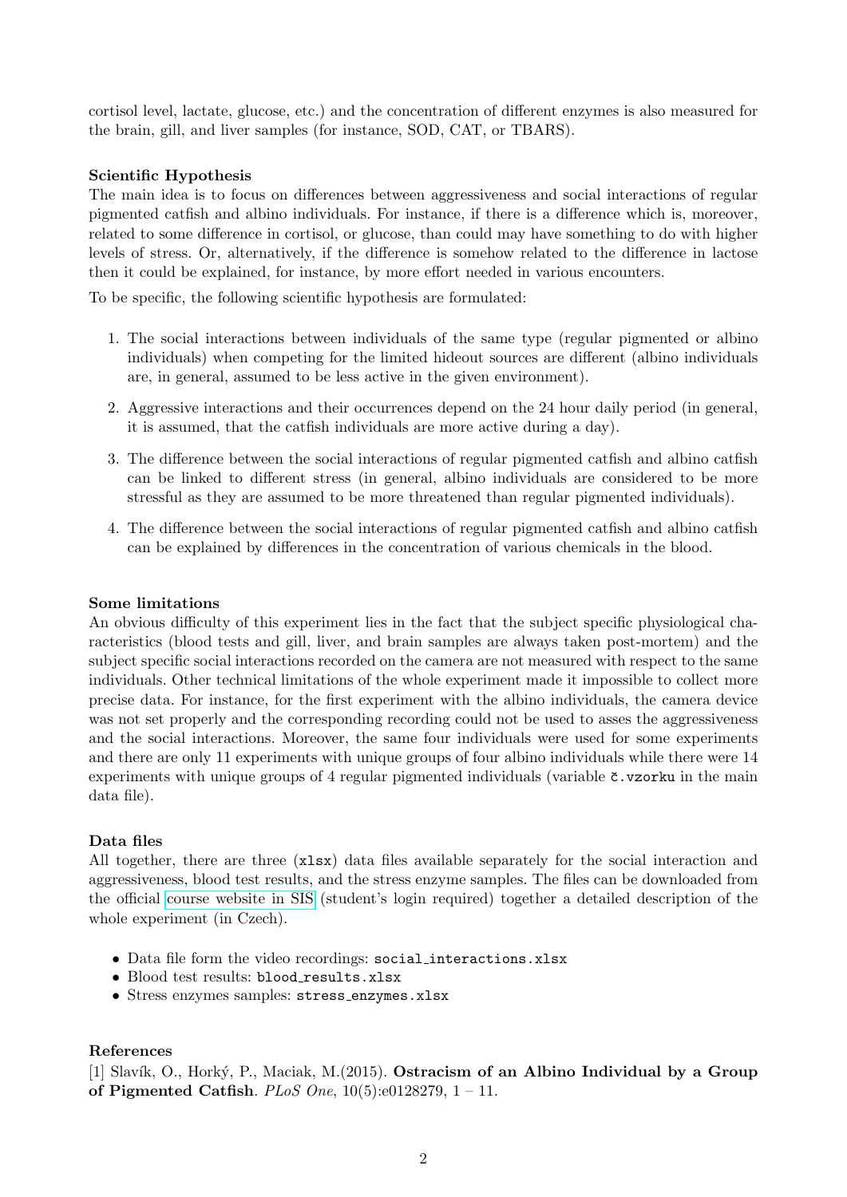cortisol level, lactate, glucose, etc.) and the concentration of different enzymes is also measured for the brain, gill, and liver samples (for instance, SOD, CAT, or TBARS).

**Scientific Hypothesis**

The main idea is to focus on differences between aggressiveness and social interactions of regular pigmented catfish and albino individuals. For instance, if there is a difference which is, moreover, related to some difference in cortisol, or glucose, than could may have something to do with higher levels of stress. Or, alternatively, if the difference is somehow related to the difference in lactose then it could be explained, for instance, by more effort needed in various encounters.

To be specific, the following scientific hypothesis are formulated:

1. The social interactions between individuals of the same type (regular pigmented or albino individuals) when competing for the limited hideout sources are different (albino individuals are, in general, assumed to be less active in the given environment).
2. Aggressive interactions and their occurrences depend on the 24 hour daily period (in general, it is assumed, that the catfish individuals are more active during a day).
3. The difference between the social interactions of regular pigmented catfish and albino catfish can be linked to different stress (in general, albino individuals are considered to be more stressful as they are assumed to be more threatened than regular pigmented individuals).
4. The difference between the social interactions of regular pigmented catfish and albino catfish can be explained by differences in the concentration of various chemicals in the blood.

**Some limitations**

An obvious difficulty of this experiment lies in the fact that the subject specific physiological characteristics (blood tests and gill, liver, and brain samples are always taken post-mortem) and the subject specific social interactions recorded on the camera are not measured with respect to the same individuals. Other technical limitations of the whole experiment made it impossible to collect more precise data. For instance, for the first experiment with the albino individuals, the camera device was not set properly and the corresponding recording could not be used to asses the aggressiveness and the social interactions. Moreover, the same four individuals were used for some experiments and there are only 11 experiments with unique groups of four albino individuals while there were 14 experiments with unique groups of 4 regular pigmented individuals (variable `č.vzorku` in the main data file).

**Data files**

All together, there are three (`xlsx`) data files available separately for the social interaction and aggressiveness, blood test results, and the stress enzyme samples. The files can be downloaded from the official course website in SIS (student's login required) together a detailed description of the whole experiment (in Czech).

- Data file form the video recordings: `social_interactions.xlsx`
- Blood test results: `blood_results.xlsx`
- Stress enzymes samples: `stress_enzymes.xlsx`

**References**

[1] Slavík, O., Horký, P., Maciak, M.(2015). **Ostracism of an Albino Individual by a Group of Pigmented Catfish**. *PLoS One*, 10(5):e0128279, 1 – 11.